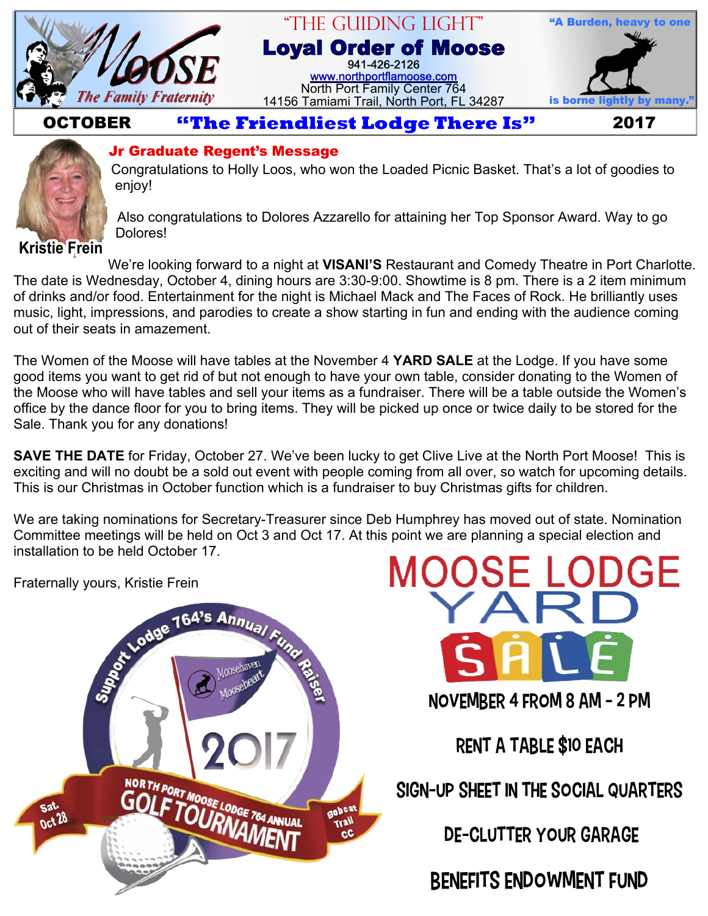# MOOSE — The Family Fraternity

"THE GUIDING LIGHT"

**Loyal Order of Moose**

941-426-2126

www.northportflamoose.com

North Port Family Center 764

14156 Tamiami Trail, North Port, FL 34287

"A Burden, heavy to one is borne lightly by many."

**OCTOBER** **"The Friendliest Lodge There Is"** **2017**

## Jr Graduate Regent's Message

Kristie Frein

Congratulations to Holly Loos, who won the Loaded Picnic Basket. That's a lot of goodies to enjoy!

Also congratulations to Dolores Azzarello for attaining her Top Sponsor Award. Way to go Dolores!

We're looking forward to a night at **VISANI'S** Restaurant and Comedy Theatre in Port Charlotte. The date is Wednesday, October 4, dining hours are 3:30-9:00. Showtime is 8 pm. There is a 2 item minimum of drinks and/or food. Entertainment for the night is Michael Mack and The Faces of Rock. He brilliantly uses music, light, impressions, and parodies to create a show starting in fun and ending with the audience coming out of their seats in amazement.

The Women of the Moose will have tables at the November 4 **YARD SALE** at the Lodge. If you have some good items you want to get rid of but not enough to have your own table, consider donating to the Women of the Moose who will have tables and sell your items as a fundraiser. There will be a table outside the Women's office by the dance floor for you to bring items. They will be picked up once or twice daily to be stored for the Sale. Thank you for any donations!

**SAVE THE DATE** for Friday, October 27. We've been lucky to get Clive Live at the North Port Moose! This is exciting and will no doubt be a sold out event with people coming from all over, so watch for upcoming details. This is our Christmas in October function which is a fundraiser to buy Christmas gifts for children.

We are taking nominations for Secretary-Treasurer since Deb Humphrey has moved out of state. Nomination Committee meetings will be held on Oct 3 and Oct 17. At this point we are planning a special election and installation to be held October 17.

Fraternally yours, Kristie Frein

Support Lodge 764's Annual Fund Raiser

Moosehaven Mooseheart

2017

NORTH PORT MOOSE LODGE 764 ANNUAL GOLF TOURNAMENT

Sat. Oct 28

Bobcat Trail CC

# MOOSE LODGE YARD SALE

NOVEMBER 4 FROM 8 AM - 2 PM

RENT A TABLE $10 EACH

SIGN-UP SHEET IN THE SOCIAL QUARTERS

DE-CLUTTER YOUR GARAGE

BENEFITS ENDOWMENT FUND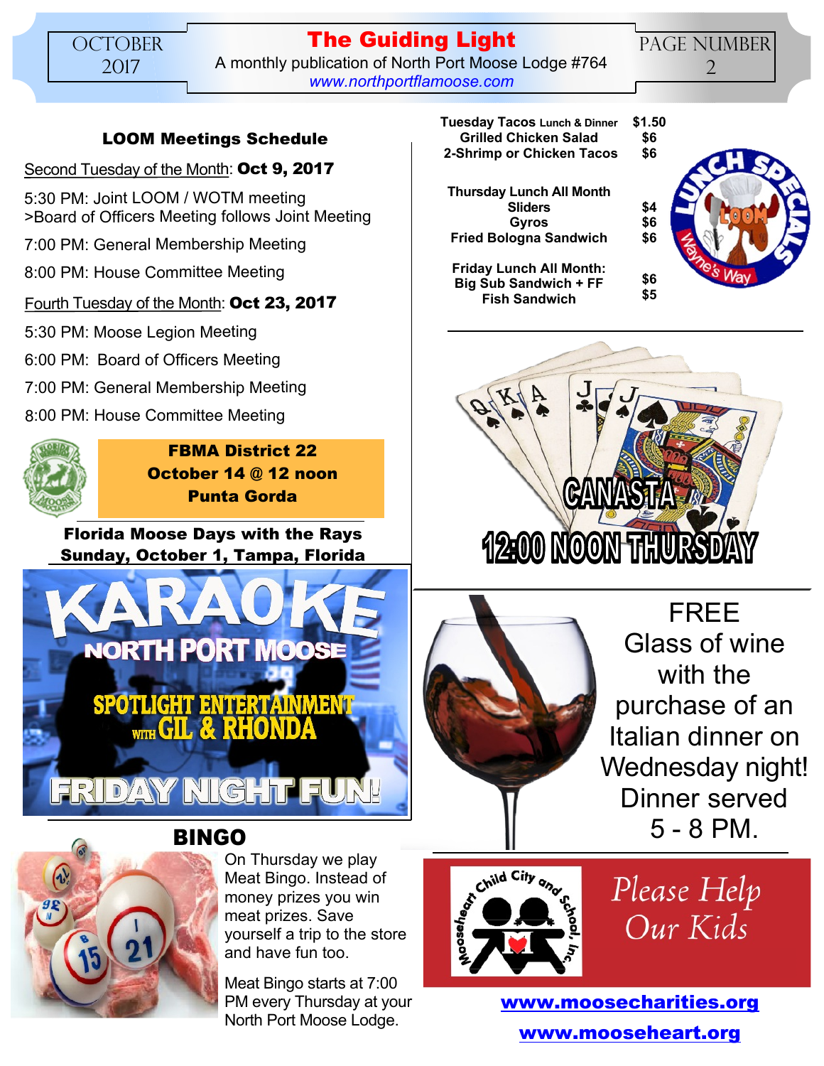### LOOM Meetings Schedule

Second Tuesday of the Month: **Oct 9, 2017**

5:30 PM: Joint LOOM / WOTM meeting
>Board of Officers Meeting follows Joint Meeting

7:00 PM: General Membership Meeting

8:00 PM: House Committee Meeting

Fourth Tuesday of the Month: **Oct 23, 2017**

5:30 PM: Moose Legion Meeting

6:00 PM: Board of Officers Meeting

7:00 PM: General Membership Meeting

8:00 PM: House Committee Meeting

**FBMA District 22**
**October 14 @ 12 noon**
**Punta Gorda**

**Florida Moose Days with the Rays**
**Sunday, October 1, Tampa, Florida**

KARAOKE
NORTH PORT MOOSE
SPOTLIGHT ENTERTAINMENT WITH GIL & RHONDA
FRIDAY NIGHT FUN!

## BINGO

On Thursday we play Meat Bingo. Instead of money prizes you win meat prizes. Save yourself a trip to the store and have fun too.

Meat Bingo starts at 7:00 PM every Thursday at your North Port Moose Lodge.

**Tuesday Tacos Lunch & Dinner** **$1.50**
**Grilled Chicken Salad** **$6**
**2-Shrimp or Chicken Tacos** **$6**

**Thursday Lunch All Month**
**Sliders** **$4**
**Gyros** **$6**
**Fried Bologna Sandwich** **$6**

**Friday Lunch All Month:**
**Big Sub Sandwich + FF** **$6**
**Fish Sandwich** **$5**

LUNCH SPECIALS — LOOM — Wayne's Way

CANASTA
12:00 NOON THURSDAY

FREE Glass of wine with the purchase of an Italian dinner on Wednesday night! Dinner served 5 - 8 PM.

Mooseheart Child City and School, Inc.

*Please Help Our Kids*

**www.moosecharities.org**

**www.mooseheart.org**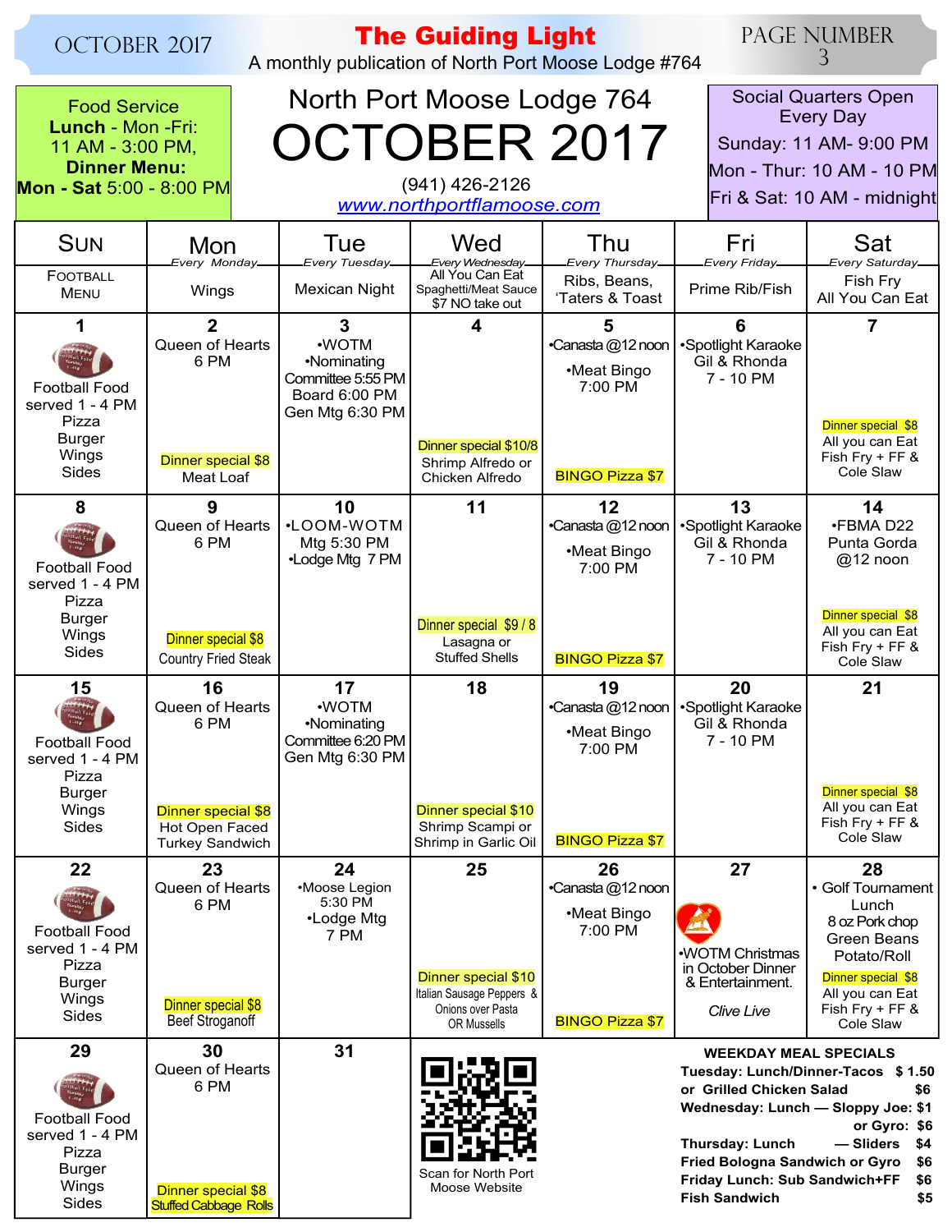# The Guiding Light

OCTOBER 2017

A monthly publication of North Port Moose Lodge #764

**Food Service**
**Lunch** - Mon -Fri: 11 AM - 3:00 PM,
**Dinner Menu:**
**Mon - Sat** 5:00 - 8:00 PM

## North Port Moose Lodge 764

# OCTOBER 2017

(941) 426-2126

www.northportflamoose.com

**Social Quarters Open Every Day**
Sunday: 11 AM- 9:00 PM
Mon - Thur: 10 AM - 10 PM
Fri & Sat: 10 AM - midnight

| Sun | Mon | Tue | Wed | Thu | Fri | Sat |
|---|---|---|---|---|---|---|
| Football Menu | *Every Monday* Wings | *Every Tuesday* Mexican Night | *Every Wednesday* All You Can Eat Spaghetti/Meat Sauce $7 NO take out | *Every Thursday* Ribs, Beans, 'Taters & Toast | *Every Friday* Prime Rib/Fish | *Every Saturday* Fish Fry All You Can Eat |
| **1** Football Food served 1 - 4 PM Pizza Burger Wings Sides | **2** Queen of Hearts 6 PM Dinner special $8 Meat Loaf | **3** •WOTM •Nominating Committee 5:55 PM Board 6:00 PM Gen Mtg 6:30 PM | **4** Dinner special $10/8 Shrimp Alfredo or Chicken Alfredo | **5** •Canasta @12 noon •Meat Bingo 7:00 PM BINGO Pizza $7 | **6** •Spotlight Karaoke Gil & Rhonda 7 - 10 PM | **7** Dinner special $8 All you can Eat Fish Fry + FF & Cole Slaw |
| **8** Football Food served 1 - 4 PM Pizza Burger Wings Sides | **9** Queen of Hearts 6 PM Dinner special $8 Country Fried Steak | **10** •LOOM-WOTM Mtg 5:30 PM •Lodge Mtg 7 PM | **11** Dinner special $9 / 8 Lasagna or Stuffed Shells | **12** •Canasta @12 noon •Meat Bingo 7:00 PM BINGO Pizza $7 | **13** •Spotlight Karaoke Gil & Rhonda 7 - 10 PM | **14** •FBMA D22 Punta Gorda @12 noon Dinner special $8 All you can Eat Fish Fry + FF & Cole Slaw |
| **15** Football Food served 1 - 4 PM Pizza Burger Wings Sides | **16** Queen of Hearts 6 PM Dinner special $8 Hot Open Faced Turkey Sandwich | **17** •WOTM •Nominating Committee 6:20 PM Gen Mtg 6:30 PM | **18** Dinner special $10 Shrimp Scampi or Shrimp in Garlic Oil | **19** •Canasta @12 noon •Meat Bingo 7:00 PM BINGO Pizza $7 | **20** •Spotlight Karaoke Gil & Rhonda 7 - 10 PM | **21** Dinner special $8 All you can Eat Fish Fry + FF & Cole Slaw |
| **22** Football Food served 1 - 4 PM Pizza Burger Wings Sides | **23** Queen of Hearts 6 PM Dinner special $8 Beef Stroganoff | **24** •Moose Legion 5:30 PM •Lodge Mtg 7 PM | **25** Dinner special $10 Italian Sausage Peppers & Onions over Pasta OR Mussells | **26** •Canasta @12 noon •Meat Bingo 7:00 PM BINGO Pizza $7 | **27** •WOTM Christmas in October Dinner & Entertainment. *Clive Live* | **28** • Golf Tournament Lunch 8 oz Pork chop Green Beans Potato/Roll Dinner special $8 All you can Eat Fish Fry + FF & Cole Slaw |
| **29** Football Food served 1 - 4 PM Pizza Burger Wings Sides | **30** Queen of Hearts 6 PM Dinner special $8 Stuffed Cabbage Rolls | **31** | | | | |

Scan for North Port Moose Website

**WEEKDAY MEAL SPECIALS**

| | |
|---|---|
| **Tuesday: Lunch/Dinner-Tacos** | **$ 1.50** |
| **or Grilled Chicken Salad** | **$6** |
| **Wednesday: Lunch — Sloppy Joe:** | **$1** |
| **or Gyro:** | **$6** |
| **Thursday: Lunch — Sliders** | **$4** |
| **Fried Bologna Sandwich or Gyro** | **$6** |
| **Friday Lunch: Sub Sandwich+FF** | **$6** |
| **Fish Sandwich** | **$5** |